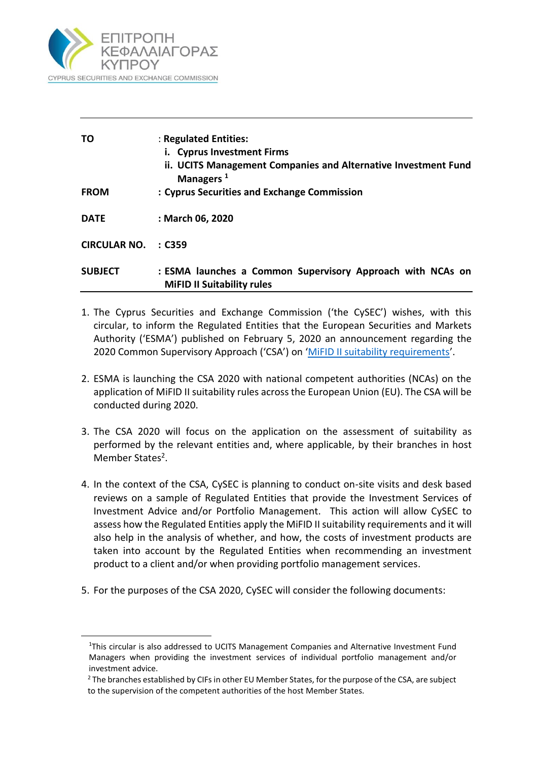ΕΠΙΤΡΟΠΗ
ΚΕΦΑΛΑΙΑΓΟΡΑΣ
ΚΥΠΡΟΥ
CYPRUS SECURITIES AND EXCHANGE COMMISSION

| | |
|---|---|
| **TO** | : **Regulated Entities:**<br>**i. Cyprus Investment Firms**<br>**ii. UCITS Management Companies and Alternative Investment Fund Managers** [1] |
| **FROM** | : **Cyprus Securities and Exchange Commission** |
| **DATE** | : **March 06, 2020** |
| **CIRCULAR NO.** | : **C359** |
| **SUBJECT** | : **ESMA launches a Common Supervisory Approach with NCAs on MiFID II Suitability rules** |

1. The Cyprus Securities and Exchange Commission ('the CySEC') wishes, with this circular, to inform the Regulated Entities that the European Securities and Markets Authority ('ESMA') published on February 5, 2020 an announcement regarding the 2020 Common Supervisory Approach ('CSA') on 'MiFID II suitability requirements'.

2. ESMA is launching the CSA 2020 with national competent authorities (NCAs) on the application of MiFID II suitability rules across the European Union (EU). The CSA will be conducted during 2020.

3. The CSA 2020 will focus on the application on the assessment of suitability as performed by the relevant entities and, where applicable, by their branches in host Member States[2].

4. In the context of the CSA, CySEC is planning to conduct on-site visits and desk based reviews on a sample of Regulated Entities that provide the Investment Services of Investment Advice and/or Portfolio Management. This action will allow CySEC to assess how the Regulated Entities apply the MiFID II suitability requirements and it will also help in the analysis of whether, and how, the costs of investment products are taken into account by the Regulated Entities when recommending an investment product to a client and/or when providing portfolio management services.

5. For the purposes of the CSA 2020, CySEC will consider the following documents:

---

[1] This circular is also addressed to UCITS Management Companies and Alternative Investment Fund Managers when providing the investment services of individual portfolio management and/or investment advice.

[2] The branches established by CIFs in other EU Member States, for the purpose of the CSA, are subject to the supervision of the competent authorities of the host Member States.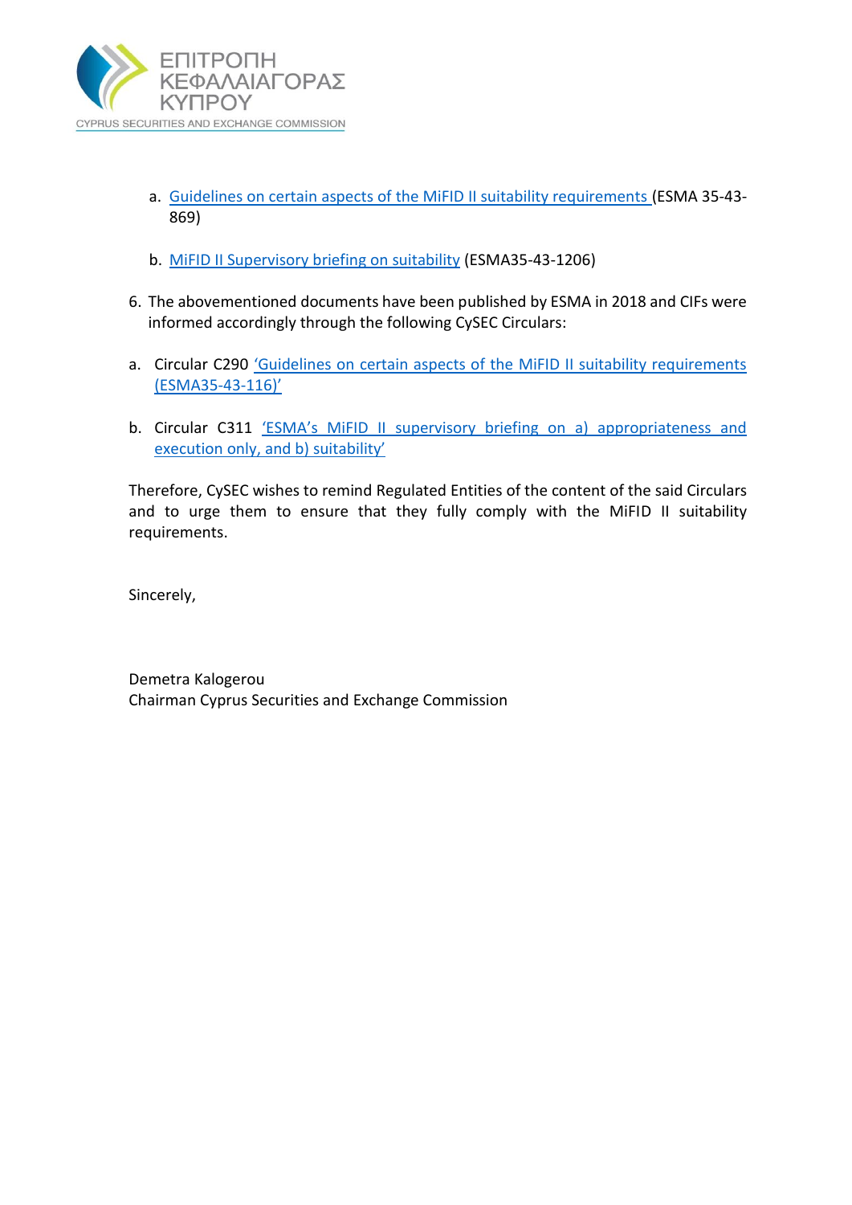a. Guidelines on certain aspects of the MiFID II suitability requirements (ESMA 35-43-869)

b. MiFID II Supervisory briefing on suitability (ESMA35-43-1206)

6. The abovementioned documents have been published by ESMA in 2018 and CIFs were informed accordingly through the following CySEC Circulars:

a. Circular C290 'Guidelines on certain aspects of the MiFID II suitability requirements (ESMA35-43-116)'

b. Circular C311 'ESMA's MiFID II supervisory briefing on a) appropriateness and execution only, and b) suitability'

Therefore, CySEC wishes to remind Regulated Entities of the content of the said Circulars and to urge them to ensure that they fully comply with the MiFID II suitability requirements.

Sincerely,

Demetra Kalogerou
Chairman Cyprus Securities and Exchange Commission